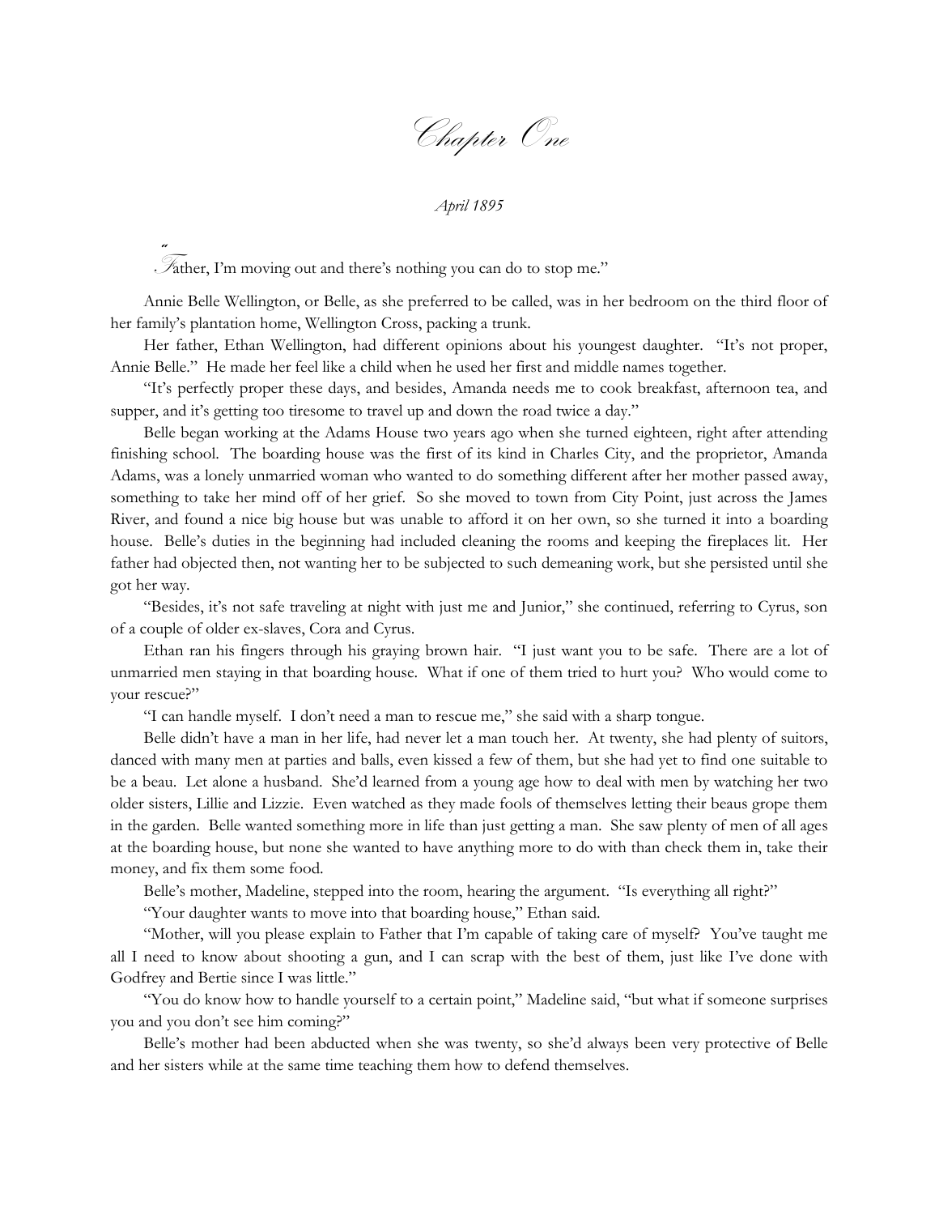# Chapter One

*April 1895*

"Father, I'm moving out and there's nothing you can do to stop me."

Annie Belle Wellington, or Belle, as she preferred to be called, was in her bedroom on the third floor of her family's plantation home, Wellington Cross, packing a trunk.

Her father, Ethan Wellington, had different opinions about his youngest daughter. "It's not proper, Annie Belle." He made her feel like a child when he used her first and middle names together.

"It's perfectly proper these days, and besides, Amanda needs me to cook breakfast, afternoon tea, and supper, and it's getting too tiresome to travel up and down the road twice a day."

Belle began working at the Adams House two years ago when she turned eighteen, right after attending finishing school. The boarding house was the first of its kind in Charles City, and the proprietor, Amanda Adams, was a lonely unmarried woman who wanted to do something different after her mother passed away, something to take her mind off of her grief. So she moved to town from City Point, just across the James River, and found a nice big house but was unable to afford it on her own, so she turned it into a boarding house. Belle's duties in the beginning had included cleaning the rooms and keeping the fireplaces lit. Her father had objected then, not wanting her to be subjected to such demeaning work, but she persisted until she got her way.

"Besides, it's not safe traveling at night with just me and Junior," she continued, referring to Cyrus, son of a couple of older ex-slaves, Cora and Cyrus.

Ethan ran his fingers through his graying brown hair. "I just want you to be safe. There are a lot of unmarried men staying in that boarding house. What if one of them tried to hurt you? Who would come to your rescue?"

"I can handle myself. I don't need a man to rescue me," she said with a sharp tongue.

Belle didn't have a man in her life, had never let a man touch her. At twenty, she had plenty of suitors, danced with many men at parties and balls, even kissed a few of them, but she had yet to find one suitable to be a beau. Let alone a husband. She'd learned from a young age how to deal with men by watching her two older sisters, Lillie and Lizzie. Even watched as they made fools of themselves letting their beaus grope them in the garden. Belle wanted something more in life than just getting a man. She saw plenty of men of all ages at the boarding house, but none she wanted to have anything more to do with than check them in, take their money, and fix them some food.

Belle's mother, Madeline, stepped into the room, hearing the argument. "Is everything all right?"

"Your daughter wants to move into that boarding house," Ethan said.

"Mother, will you please explain to Father that I'm capable of taking care of myself? You've taught me all I need to know about shooting a gun, and I can scrap with the best of them, just like I've done with Godfrey and Bertie since I was little."

"You do know how to handle yourself to a certain point," Madeline said, "but what if someone surprises you and you don't see him coming?"

Belle's mother had been abducted when she was twenty, so she'd always been very protective of Belle and her sisters while at the same time teaching them how to defend themselves.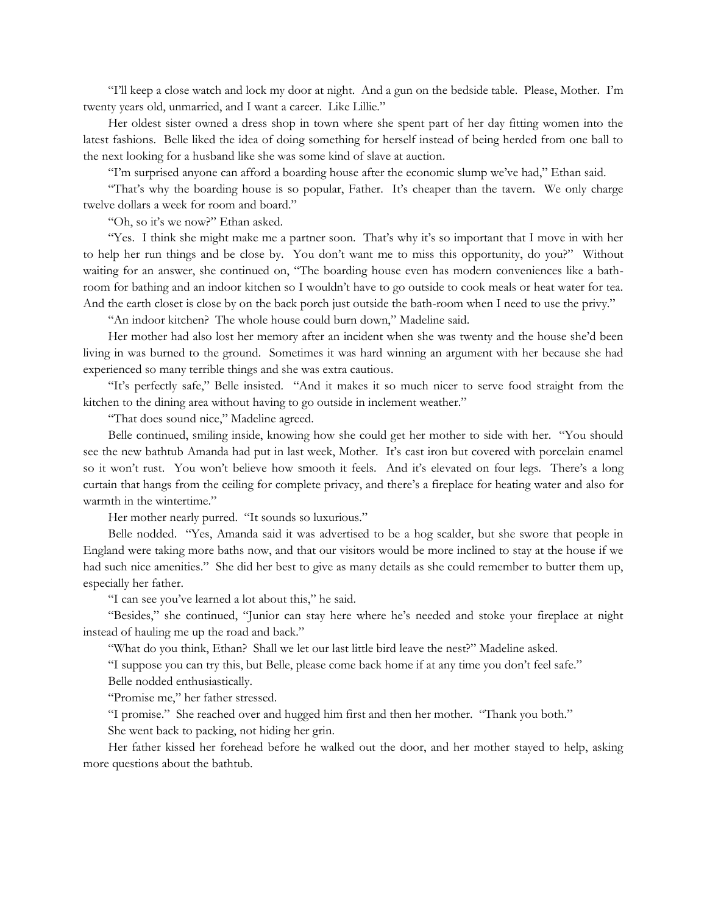"I'll keep a close watch and lock my door at night. And a gun on the bedside table. Please, Mother. I'm twenty years old, unmarried, and I want a career. Like Lillie."

Her oldest sister owned a dress shop in town where she spent part of her day fitting women into the latest fashions. Belle liked the idea of doing something for herself instead of being herded from one ball to the next looking for a husband like she was some kind of slave at auction.

"I'm surprised anyone can afford a boarding house after the economic slump we've had," Ethan said.

"That's why the boarding house is so popular, Father. It's cheaper than the tavern. We only charge twelve dollars a week for room and board."

"Oh, so it's we now?" Ethan asked.

"Yes. I think she might make me a partner soon. That's why it's so important that I move in with her to help her run things and be close by. You don't want me to miss this opportunity, do you?" Without waiting for an answer, she continued on, "The boarding house even has modern conveniences like a bath-room for bathing and an indoor kitchen so I wouldn't have to go outside to cook meals or heat water for tea. And the earth closet is close by on the back porch just outside the bath-room when I need to use the privy."

"An indoor kitchen? The whole house could burn down," Madeline said.

Her mother had also lost her memory after an incident when she was twenty and the house she'd been living in was burned to the ground. Sometimes it was hard winning an argument with her because she had experienced so many terrible things and she was extra cautious.

"It's perfectly safe," Belle insisted. "And it makes it so much nicer to serve food straight from the kitchen to the dining area without having to go outside in inclement weather."

"That does sound nice," Madeline agreed.

Belle continued, smiling inside, knowing how she could get her mother to side with her. "You should see the new bathtub Amanda had put in last week, Mother. It's cast iron but covered with porcelain enamel so it won't rust. You won't believe how smooth it feels. And it's elevated on four legs. There's a long curtain that hangs from the ceiling for complete privacy, and there's a fireplace for heating water and also for warmth in the wintertime."

Her mother nearly purred. "It sounds so luxurious."

Belle nodded. "Yes, Amanda said it was advertised to be a hog scalder, but she swore that people in England were taking more baths now, and that our visitors would be more inclined to stay at the house if we had such nice amenities." She did her best to give as many details as she could remember to butter them up, especially her father.

"I can see you've learned a lot about this," he said.

"Besides," she continued, "Junior can stay here where he's needed and stoke your fireplace at night instead of hauling me up the road and back."

"What do you think, Ethan? Shall we let our last little bird leave the nest?" Madeline asked.

"I suppose you can try this, but Belle, please come back home if at any time you don't feel safe."

Belle nodded enthusiastically.

"Promise me," her father stressed.

"I promise." She reached over and hugged him first and then her mother. "Thank you both."

She went back to packing, not hiding her grin.

Her father kissed her forehead before he walked out the door, and her mother stayed to help, asking more questions about the bathtub.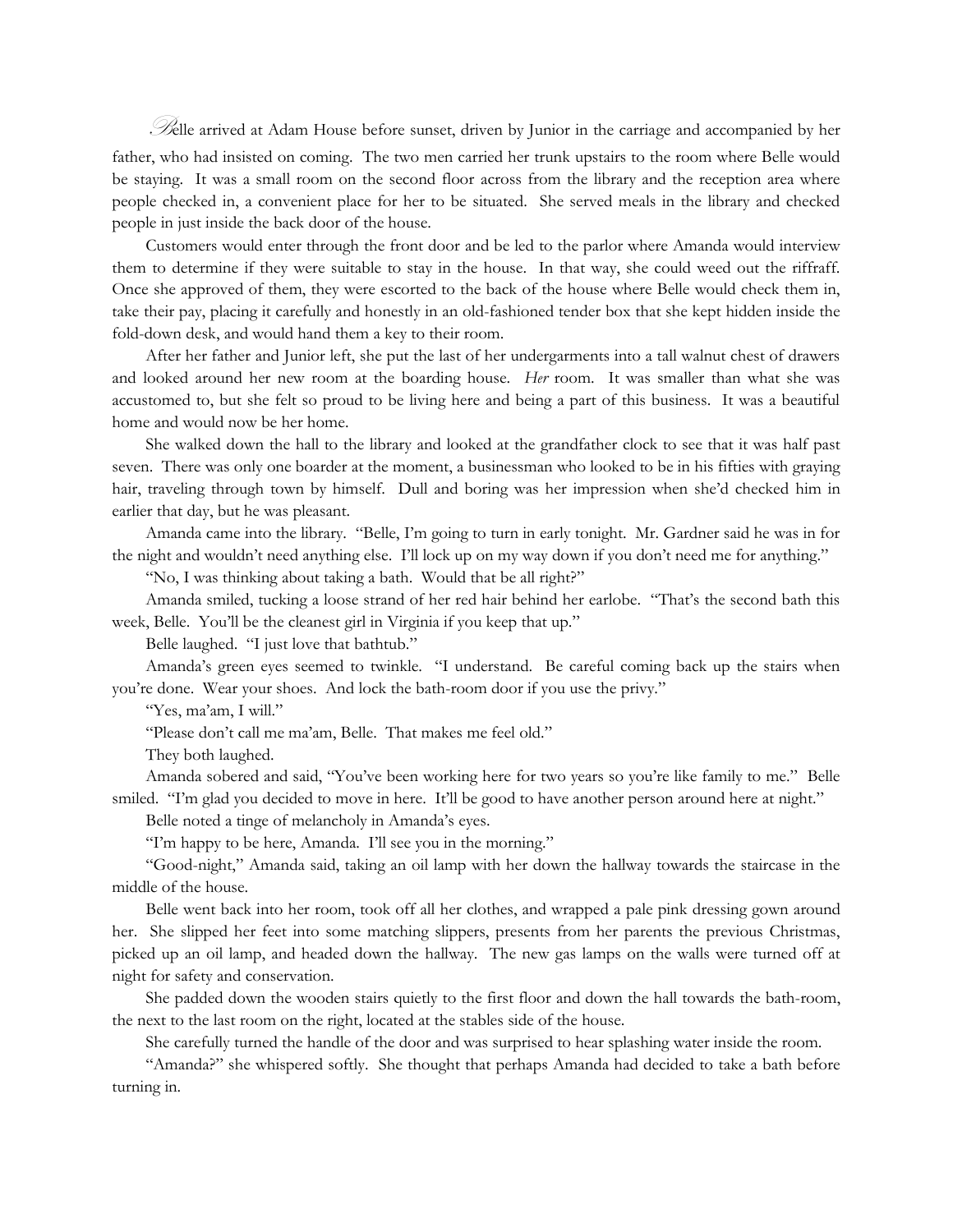Belle arrived at Adam House before sunset, driven by Junior in the carriage and accompanied by her father, who had insisted on coming. The two men carried her trunk upstairs to the room where Belle would be staying. It was a small room on the second floor across from the library and the reception area where people checked in, a convenient place for her to be situated. She served meals in the library and checked people in just inside the back door of the house.

Customers would enter through the front door and be led to the parlor where Amanda would interview them to determine if they were suitable to stay in the house. In that way, she could weed out the riffraff. Once she approved of them, they were escorted to the back of the house where Belle would check them in, take their pay, placing it carefully and honestly in an old-fashioned tender box that she kept hidden inside the fold-down desk, and would hand them a key to their room.

After her father and Junior left, she put the last of her undergarments into a tall walnut chest of drawers and looked around her new room at the boarding house. *Her* room. It was smaller than what she was accustomed to, but she felt so proud to be living here and being a part of this business. It was a beautiful home and would now be her home.

She walked down the hall to the library and looked at the grandfather clock to see that it was half past seven. There was only one boarder at the moment, a businessman who looked to be in his fifties with graying hair, traveling through town by himself. Dull and boring was her impression when she'd checked him in earlier that day, but he was pleasant.

Amanda came into the library. "Belle, I'm going to turn in early tonight. Mr. Gardner said he was in for the night and wouldn't need anything else. I'll lock up on my way down if you don't need me for anything."

"No, I was thinking about taking a bath. Would that be all right?"

Amanda smiled, tucking a loose strand of her red hair behind her earlobe. "That's the second bath this week, Belle. You'll be the cleanest girl in Virginia if you keep that up."

Belle laughed. "I just love that bathtub."

Amanda's green eyes seemed to twinkle. "I understand. Be careful coming back up the stairs when you're done. Wear your shoes. And lock the bath-room door if you use the privy."

"Yes, ma'am, I will."

"Please don't call me ma'am, Belle. That makes me feel old."

They both laughed.

Amanda sobered and said, "You've been working here for two years so you're like family to me." Belle smiled. "I'm glad you decided to move in here. It'll be good to have another person around here at night."

Belle noted a tinge of melancholy in Amanda's eyes.

"I'm happy to be here, Amanda. I'll see you in the morning."

"Good-night," Amanda said, taking an oil lamp with her down the hallway towards the staircase in the middle of the house.

Belle went back into her room, took off all her clothes, and wrapped a pale pink dressing gown around her. She slipped her feet into some matching slippers, presents from her parents the previous Christmas, picked up an oil lamp, and headed down the hallway. The new gas lamps on the walls were turned off at night for safety and conservation.

She padded down the wooden stairs quietly to the first floor and down the hall towards the bath-room, the next to the last room on the right, located at the stables side of the house.

She carefully turned the handle of the door and was surprised to hear splashing water inside the room.

"Amanda?" she whispered softly. She thought that perhaps Amanda had decided to take a bath before turning in.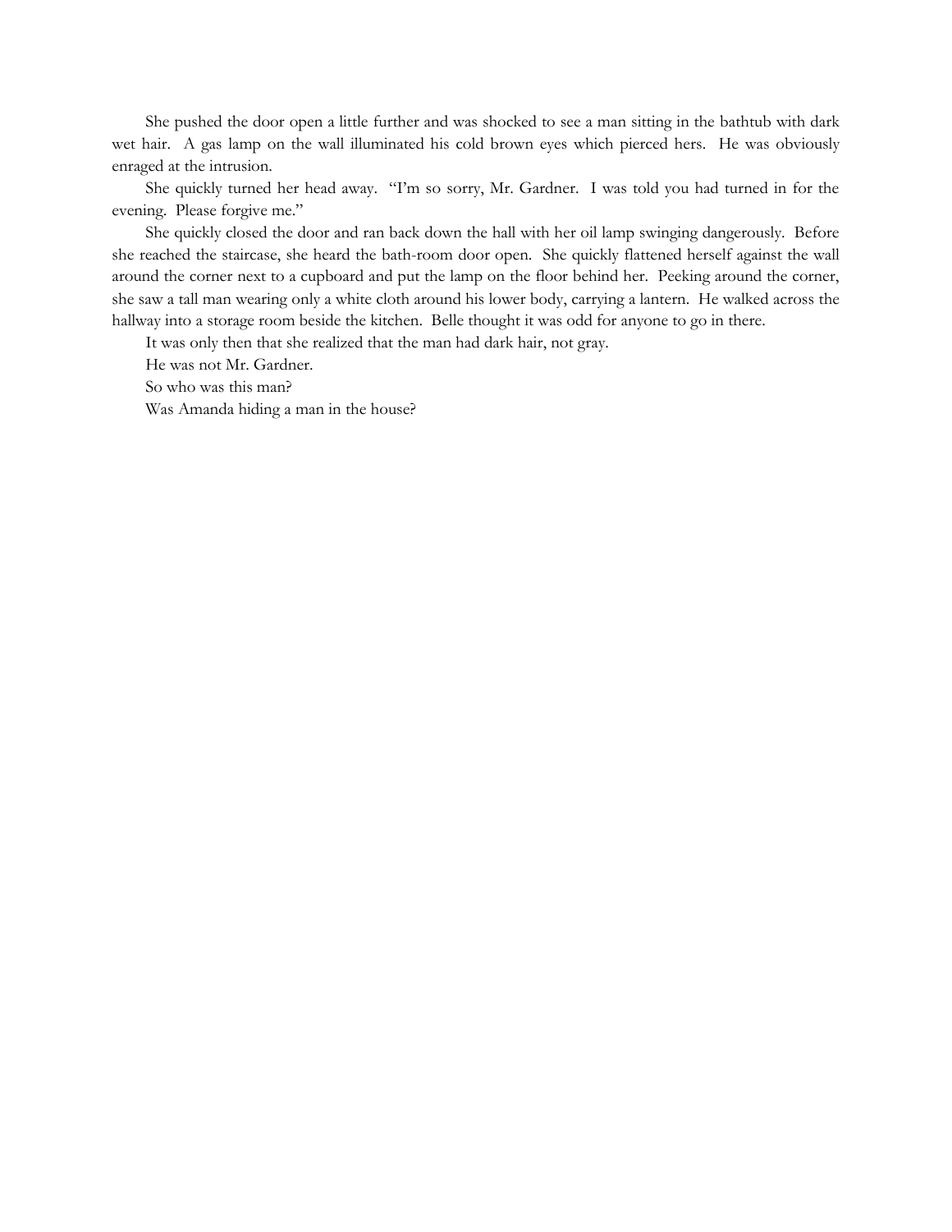She pushed the door open a little further and was shocked to see a man sitting in the bathtub with dark wet hair. A gas lamp on the wall illuminated his cold brown eyes which pierced hers. He was obviously enraged at the intrusion.

She quickly turned her head away. "I'm so sorry, Mr. Gardner. I was told you had turned in for the evening. Please forgive me."

She quickly closed the door and ran back down the hall with her oil lamp swinging dangerously. Before she reached the staircase, she heard the bath-room door open. She quickly flattened herself against the wall around the corner next to a cupboard and put the lamp on the floor behind her. Peeking around the corner, she saw a tall man wearing only a white cloth around his lower body, carrying a lantern. He walked across the hallway into a storage room beside the kitchen. Belle thought it was odd for anyone to go in there.

It was only then that she realized that the man had dark hair, not gray.

He was not Mr. Gardner.

So who was this man?

Was Amanda hiding a man in the house?